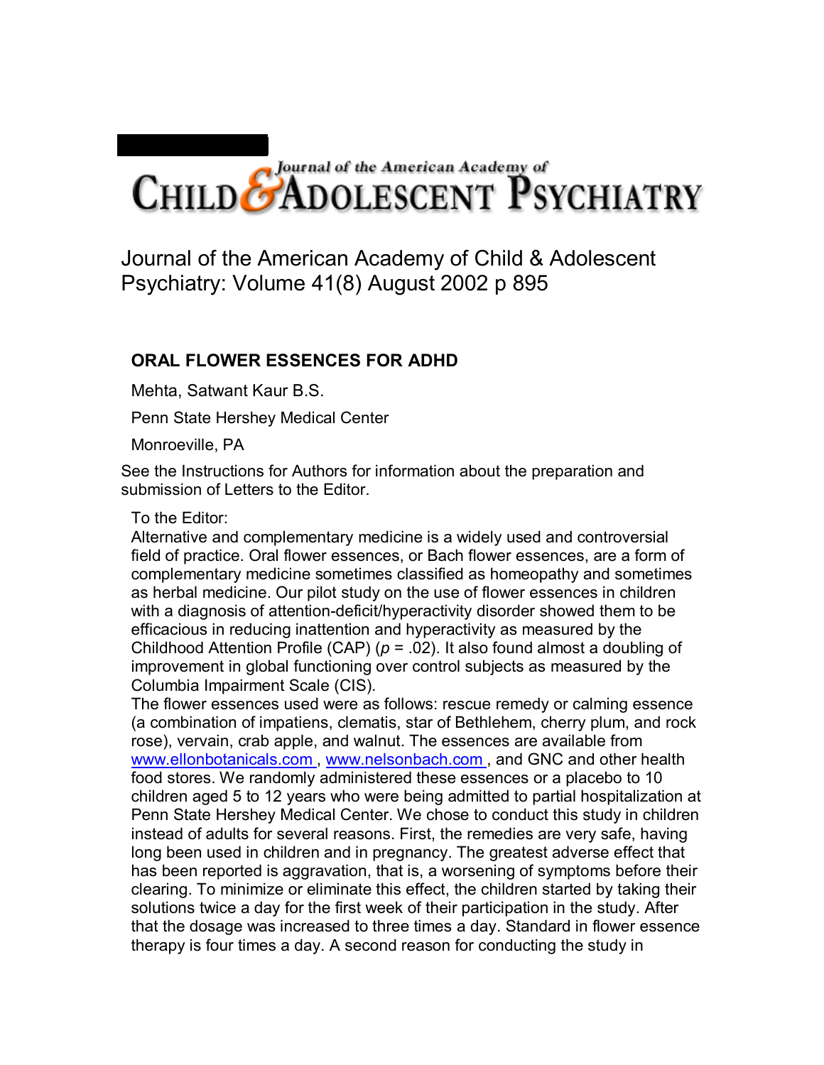# Journal of the American Academy of Child & Adolescent Psychiatry: Volume 41(8) August 2002 p 895

## ORAL FLOWER ESSENCES FOR ADHD

Mehta, Satwant Kaur B.S.

Penn State Hershey Medical Center

Monroeville, PA

See the Instructions for Authors for information about the preparation and submission of Letters to the Editor.

To the Editor:

Alternative and complementary medicine is a widely used and controversial field of practice. Oral flower essences, or Bach flower essences, are a form of complementary medicine sometimes classified as homeopathy and sometimes as herbal medicine. Our pilot study on the use of flower essences in children with a diagnosis of attention-deficit/hyperactivity disorder showed them to be efficacious in reducing inattention and hyperactivity as measured by the Childhood Attention Profile (CAP) ($p = .02$). It also found almost a doubling of improvement in global functioning over control subjects as measured by the Columbia Impairment Scale (CIS).

The flower essences used were as follows: rescue remedy or calming essence (a combination of impatiens, clematis, star of Bethlehem, cherry plum, and rock rose), vervain, crab apple, and walnut. The essences are available from www.ellonbotanicals.com , www.nelsonbach.com , and GNC and other health food stores. We randomly administered these essences or a placebo to 10 children aged 5 to 12 years who were being admitted to partial hospitalization at Penn State Hershey Medical Center. We chose to conduct this study in children instead of adults for several reasons. First, the remedies are very safe, having long been used in children and in pregnancy. The greatest adverse effect that has been reported is aggravation, that is, a worsening of symptoms before their clearing. To minimize or eliminate this effect, the children started by taking their solutions twice a day for the first week of their participation in the study. After that the dosage was increased to three times a day. Standard in flower essence therapy is four times a day. A second reason for conducting the study in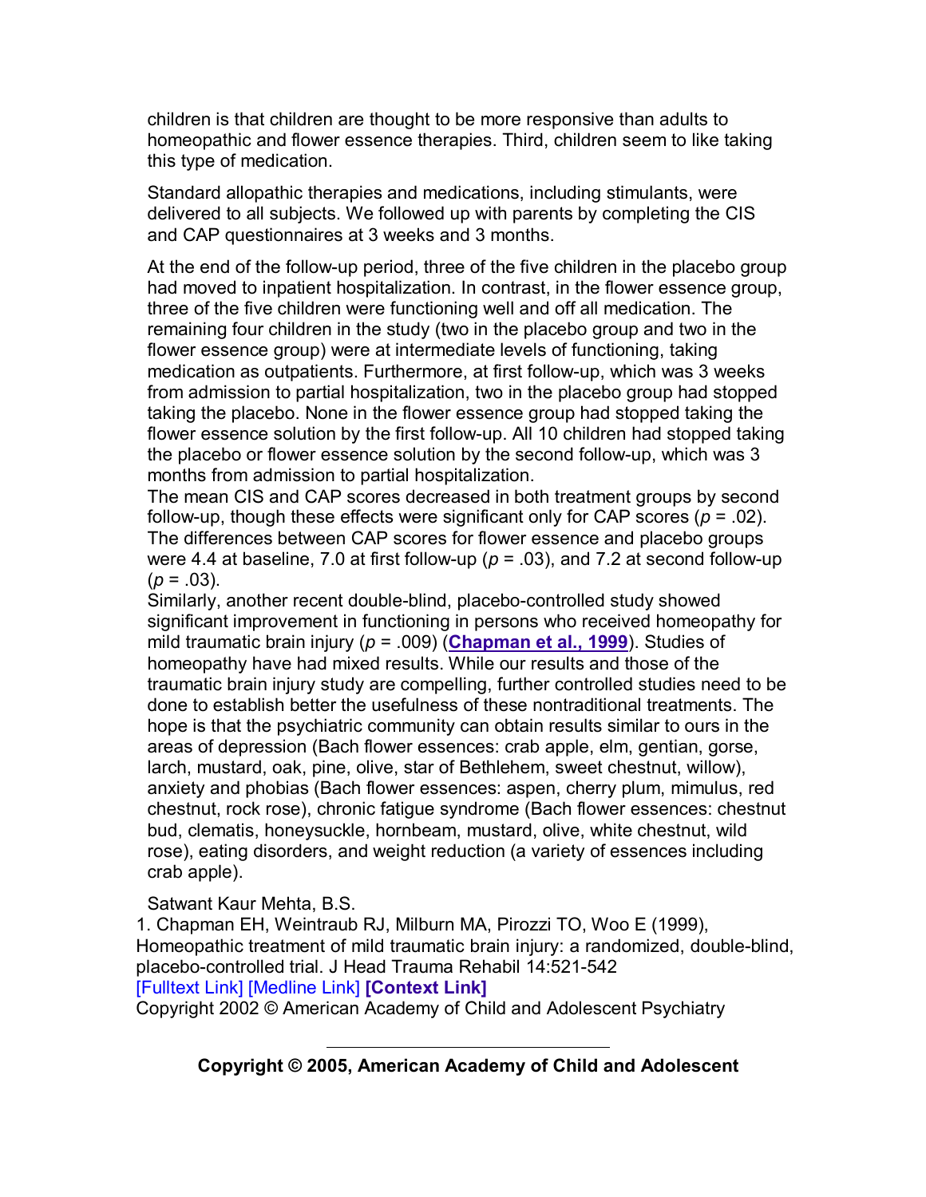children is that children are thought to be more responsive than adults to homeopathic and flower essence therapies. Third, children seem to like taking this type of medication.

Standard allopathic therapies and medications, including stimulants, were delivered to all subjects. We followed up with parents by completing the CIS and CAP questionnaires at 3 weeks and 3 months.

At the end of the follow-up period, three of the five children in the placebo group had moved to inpatient hospitalization. In contrast, in the flower essence group, three of the five children were functioning well and off all medication. The remaining four children in the study (two in the placebo group and two in the flower essence group) were at intermediate levels of functioning, taking medication as outpatients. Furthermore, at first follow-up, which was 3 weeks from admission to partial hospitalization, two in the placebo group had stopped taking the placebo. None in the flower essence group had stopped taking the flower essence solution by the first follow-up. All 10 children had stopped taking the placebo or flower essence solution by the second follow-up, which was 3 months from admission to partial hospitalization.

The mean CIS and CAP scores decreased in both treatment groups by second follow-up, though these effects were significant only for CAP scores ($p = .02$). The differences between CAP scores for flower essence and placebo groups were 4.4 at baseline, 7.0 at first follow-up ($p = .03$), and 7.2 at second follow-up ($p = .03$).

Similarly, another recent double-blind, placebo-controlled study showed significant improvement in functioning in persons who received homeopathy for mild traumatic brain injury ($p = .009$) (**Chapman et al., 1999**). Studies of homeopathy have had mixed results. While our results and those of the traumatic brain injury study are compelling, further controlled studies need to be done to establish better the usefulness of these nontraditional treatments. The hope is that the psychiatric community can obtain results similar to ours in the areas of depression (Bach flower essences: crab apple, elm, gentian, gorse, larch, mustard, oak, pine, olive, star of Bethlehem, sweet chestnut, willow), anxiety and phobias (Bach flower essences: aspen, cherry plum, mimulus, red chestnut, rock rose), chronic fatigue syndrome (Bach flower essences: chestnut bud, clematis, honeysuckle, hornbeam, mustard, olive, white chestnut, wild rose), eating disorders, and weight reduction (a variety of essences including crab apple).

Satwant Kaur Mehta, B.S.

1. Chapman EH, Weintraub RJ, Milburn MA, Pirozzi TO, Woo E (1999), Homeopathic treatment of mild traumatic brain injury: a randomized, double-blind, placebo-controlled trial. J Head Trauma Rehabil 14:521-542
[Fulltext Link] [Medline Link] **[Context Link]**

Copyright 2002 © American Academy of Child and Adolescent Psychiatry

---

**Copyright © 2005, American Academy of Child and Adolescent**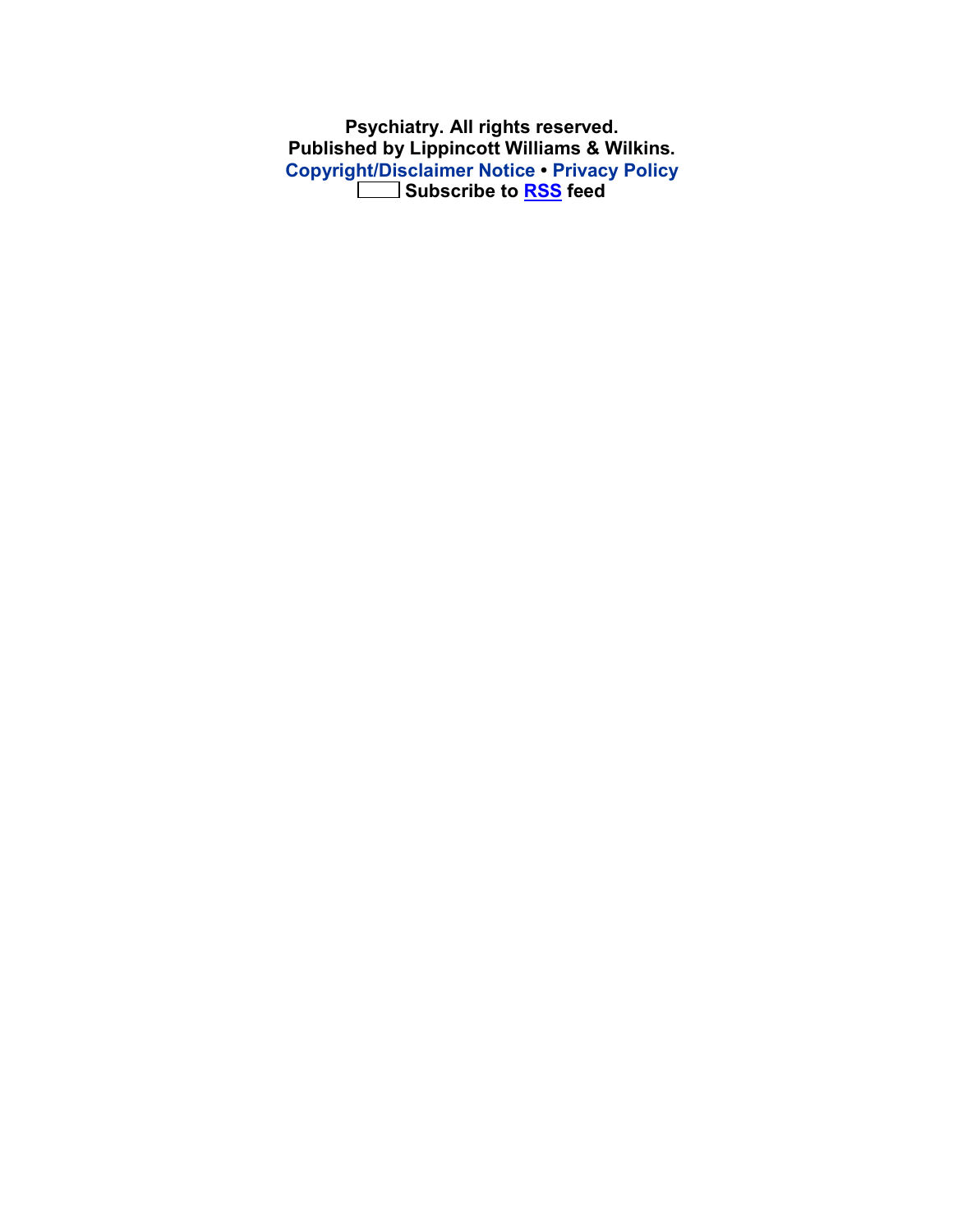**Psychiatry. All rights reserved.**
**Published by Lippincott Williams & Wilkins.**
**Copyright/Disclaimer Notice • Privacy Policy**
**Subscribe to RSS feed**